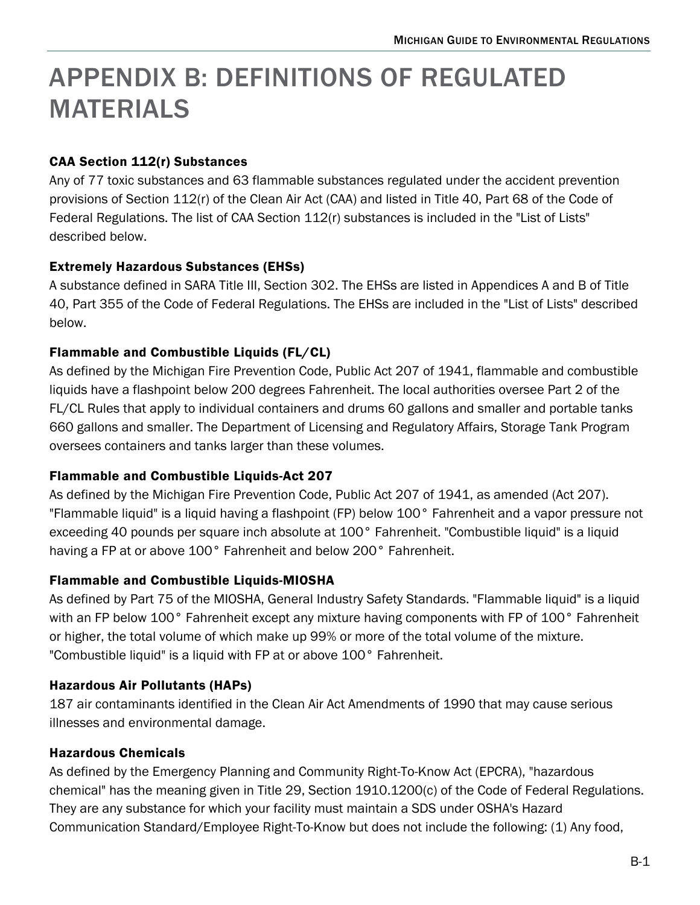# APPENDIX B: DEFINITIONS OF REGULATED MATERIALS

### CAA Section 112(r) Substances

Any of 77 toxic substances and 63 flammable substances regulated under the accident prevention provisions of Section 112(r) of the Clean Air Act (CAA) and listed in Title 40, Part 68 of the Code of Federal Regulations. The list of CAA Section 112(r) substances is included in the "List of Lists" described below.

### Extremely Hazardous Substances (EHSs)

A substance defined in SARA Title III, Section 302. The EHSs are listed in Appendices A and B of Title 40, Part 355 of the Code of Federal Regulations. The EHSs are included in the "List of Lists" described below.

### Flammable and Combustible Liquids (FL/CL)

As defined by the Michigan Fire Prevention Code, Public Act 207 of 1941, flammable and combustible liquids have a flashpoint below 200 degrees Fahrenheit. The local authorities oversee Part 2 of the FL/CL Rules that apply to individual containers and drums 60 gallons and smaller and portable tanks 660 gallons and smaller. The Department of Licensing and Regulatory Affairs, Storage Tank Program oversees containers and tanks larger than these volumes.

### Flammable and Combustible Liquids-Act 207

As defined by the Michigan Fire Prevention Code, Public Act 207 of 1941, as amended (Act 207). "Flammable liquid" is a liquid having a flashpoint (FP) below 100° Fahrenheit and a vapor pressure not exceeding 40 pounds per square inch absolute at 100° Fahrenheit. "Combustible liquid" is a liquid having a FP at or above 100° Fahrenheit and below 200° Fahrenheit.

### Flammable and Combustible Liquids-MIOSHA

As defined by Part 75 of the MIOSHA, General Industry Safety Standards. "Flammable liquid" is a liquid with an FP below 100° Fahrenheit except any mixture having components with FP of 100° Fahrenheit or higher, the total volume of which make up 99% or more of the total volume of the mixture. "Combustible liquid" is a liquid with FP at or above 100° Fahrenheit.

### Hazardous Air Pollutants (HAPs)

187 air contaminants identified in the Clean Air Act Amendments of 1990 that may cause serious illnesses and environmental damage.

### Hazardous Chemicals

As defined by the Emergency Planning and Community Right-To-Know Act (EPCRA), "hazardous chemical" has the meaning given in Title 29, Section 1910.1200(c) of the Code of Federal Regulations. They are any substance for which your facility must maintain a SDS under OSHA's Hazard Communication Standard/Employee Right-To-Know but does not include the following: (1) Any food,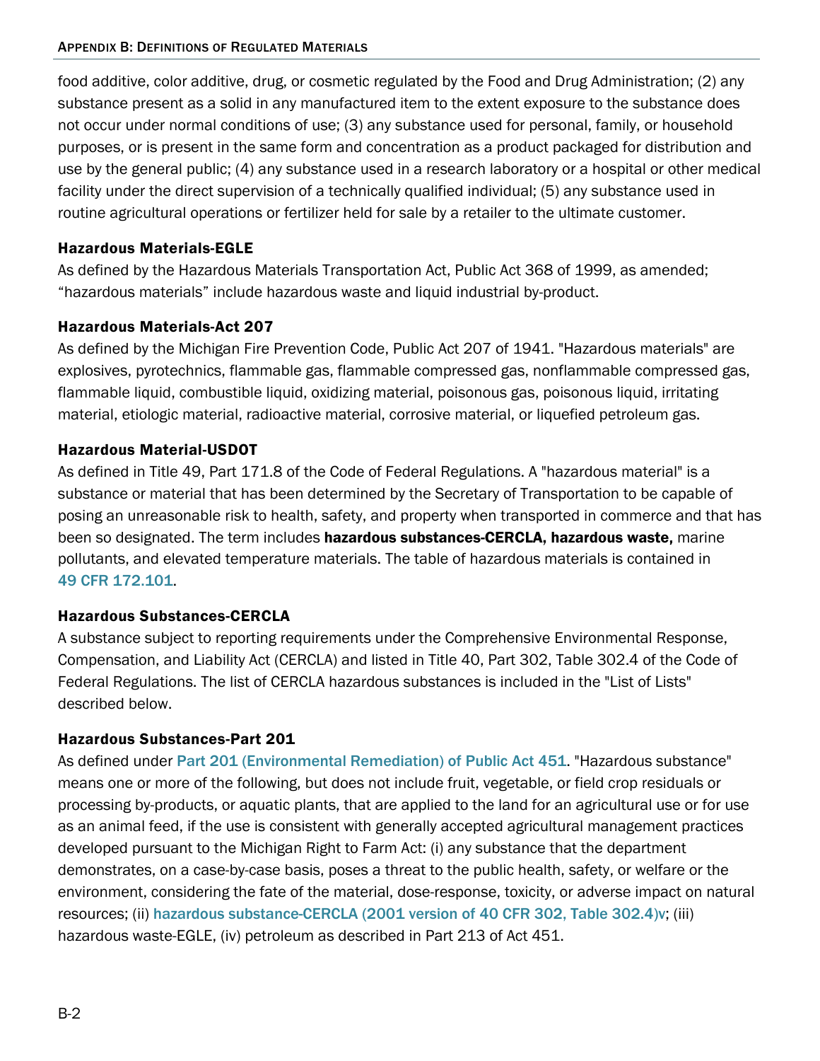food additive, color additive, drug, or cosmetic regulated by the Food and Drug Administration; (2) any substance present as a solid in any manufactured item to the extent exposure to the substance does not occur under normal conditions of use; (3) any substance used for personal, family, or household purposes, or is present in the same form and concentration as a product packaged for distribution and use by the general public; (4) any substance used in a research laboratory or a hospital or other medical facility under the direct supervision of a technically qualified individual; (5) any substance used in routine agricultural operations or fertilizer held for sale by a retailer to the ultimate customer.

**Hazardous Materials-EGLE**

As defined by the Hazardous Materials Transportation Act, Public Act 368 of 1999, as amended; "hazardous materials" include hazardous waste and liquid industrial by-product.

**Hazardous Materials-Act 207**

As defined by the Michigan Fire Prevention Code, Public Act 207 of 1941. "Hazardous materials" are explosives, pyrotechnics, flammable gas, flammable compressed gas, nonflammable compressed gas, flammable liquid, combustible liquid, oxidizing material, poisonous gas, poisonous liquid, irritating material, etiologic material, radioactive material, corrosive material, or liquefied petroleum gas.

**Hazardous Material-USDOT**

As defined in Title 49, Part 171.8 of the Code of Federal Regulations. A "hazardous material" is a substance or material that has been determined by the Secretary of Transportation to be capable of posing an unreasonable risk to health, safety, and property when transported in commerce and that has been so designated. The term includes **hazardous substances-CERCLA, hazardous waste,** marine pollutants, and elevated temperature materials. The table of hazardous materials is contained in 49 CFR 172.101.

**Hazardous Substances-CERCLA**

A substance subject to reporting requirements under the Comprehensive Environmental Response, Compensation, and Liability Act (CERCLA) and listed in Title 40, Part 302, Table 302.4 of the Code of Federal Regulations. The list of CERCLA hazardous substances is included in the "List of Lists" described below.

**Hazardous Substances-Part 201**

As defined under Part 201 (Environmental Remediation) of Public Act 451. "Hazardous substance" means one or more of the following, but does not include fruit, vegetable, or field crop residuals or processing by-products, or aquatic plants, that are applied to the land for an agricultural use or for use as an animal feed, if the use is consistent with generally accepted agricultural management practices developed pursuant to the Michigan Right to Farm Act: (i) any substance that the department demonstrates, on a case-by-case basis, poses a threat to the public health, safety, or welfare or the environment, considering the fate of the material, dose-response, toxicity, or adverse impact on natural resources; (ii) hazardous substance-CERCLA (2001 version of 40 CFR 302, Table 302.4)v; (iii) hazardous waste-EGLE, (iv) petroleum as described in Part 213 of Act 451.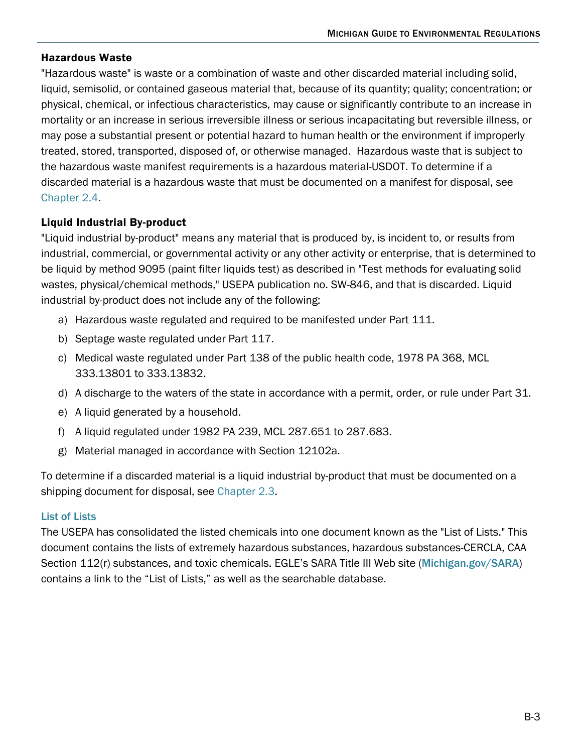**Hazardous Waste**

"Hazardous waste" is waste or a combination of waste and other discarded material including solid, liquid, semisolid, or contained gaseous material that, because of its quantity; quality; concentration; or physical, chemical, or infectious characteristics, may cause or significantly contribute to an increase in mortality or an increase in serious irreversible illness or serious incapacitating but reversible illness, or may pose a substantial present or potential hazard to human health or the environment if improperly treated, stored, transported, disposed of, or otherwise managed. Hazardous waste that is subject to the hazardous waste manifest requirements is a hazardous material-USDOT. To determine if a discarded material is a hazardous waste that must be documented on a manifest for disposal, see Chapter 2.4.

**Liquid Industrial By-product**

"Liquid industrial by-product" means any material that is produced by, is incident to, or results from industrial, commercial, or governmental activity or any other activity or enterprise, that is determined to be liquid by method 9095 (paint filter liquids test) as described in "Test methods for evaluating solid wastes, physical/chemical methods," USEPA publication no. SW-846, and that is discarded. Liquid industrial by-product does not include any of the following:

a) Hazardous waste regulated and required to be manifested under Part 111.
b) Septage waste regulated under Part 117.
c) Medical waste regulated under Part 138 of the public health code, 1978 PA 368, MCL 333.13801 to 333.13832.
d) A discharge to the waters of the state in accordance with a permit, order, or rule under Part 31.
e) A liquid generated by a household.
f) A liquid regulated under 1982 PA 239, MCL 287.651 to 287.683.
g) Material managed in accordance with Section 12102a.

To determine if a discarded material is a liquid industrial by-product that must be documented on a shipping document for disposal, see Chapter 2.3.

**List of Lists**

The USEPA has consolidated the listed chemicals into one document known as the "List of Lists." This document contains the lists of extremely hazardous substances, hazardous substances-CERCLA, CAA Section 112(r) substances, and toxic chemicals. EGLE's SARA Title III Web site (**Michigan.gov/SARA**) contains a link to the "List of Lists," as well as the searchable database.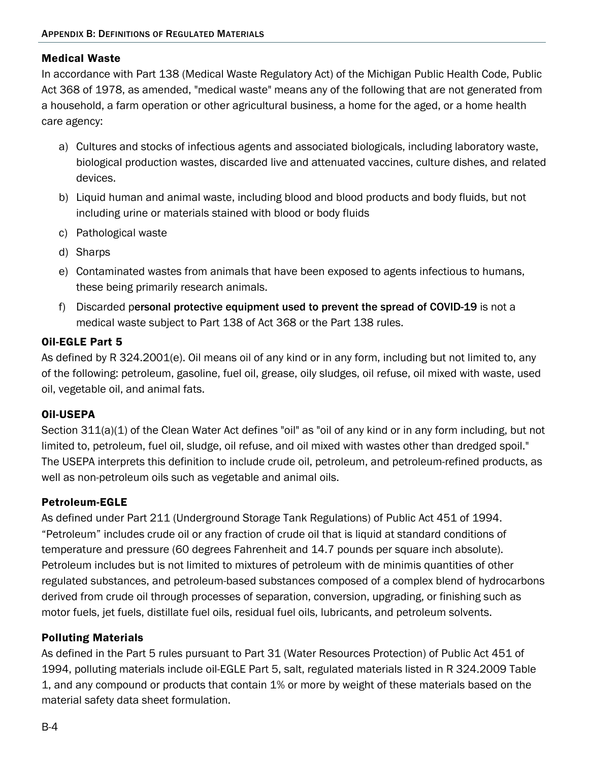### Medical Waste

In accordance with Part 138 (Medical Waste Regulatory Act) of the Michigan Public Health Code, Public Act 368 of 1978, as amended, "medical waste" means any of the following that are not generated from a household, a farm operation or other agricultural business, a home for the aged, or a home health care agency:

a) Cultures and stocks of infectious agents and associated biologicals, including laboratory waste, biological production wastes, discarded live and attenuated vaccines, culture dishes, and related devices.

b) Liquid human and animal waste, including blood and blood products and body fluids, but not including urine or materials stained with blood or body fluids

c) Pathological waste

d) Sharps

e) Contaminated wastes from animals that have been exposed to agents infectious to humans, these being primarily research animals.

f) Discarded p**ersonal protective equipment used to prevent the spread of COVID-19** is not a medical waste subject to Part 138 of Act 368 or the Part 138 rules.

### Oil-EGLE Part 5

As defined by R 324.2001(e). Oil means oil of any kind or in any form, including but not limited to, any of the following: petroleum, gasoline, fuel oil, grease, oily sludges, oil refuse, oil mixed with waste, used oil, vegetable oil, and animal fats.

### Oil-USEPA

Section 311(a)(1) of the Clean Water Act defines "oil" as "oil of any kind or in any form including, but not limited to, petroleum, fuel oil, sludge, oil refuse, and oil mixed with wastes other than dredged spoil." The USEPA interprets this definition to include crude oil, petroleum, and petroleum-refined products, as well as non-petroleum oils such as vegetable and animal oils.

### Petroleum-EGLE

As defined under Part 211 (Underground Storage Tank Regulations) of Public Act 451 of 1994. "Petroleum" includes crude oil or any fraction of crude oil that is liquid at standard conditions of temperature and pressure (60 degrees Fahrenheit and 14.7 pounds per square inch absolute). Petroleum includes but is not limited to mixtures of petroleum with de minimis quantities of other regulated substances, and petroleum-based substances composed of a complex blend of hydrocarbons derived from crude oil through processes of separation, conversion, upgrading, or finishing such as motor fuels, jet fuels, distillate fuel oils, residual fuel oils, lubricants, and petroleum solvents.

### Polluting Materials

As defined in the Part 5 rules pursuant to Part 31 (Water Resources Protection) of Public Act 451 of 1994, polluting materials include oil-EGLE Part 5, salt, regulated materials listed in R 324.2009 Table 1, and any compound or products that contain 1% or more by weight of these materials based on the material safety data sheet formulation.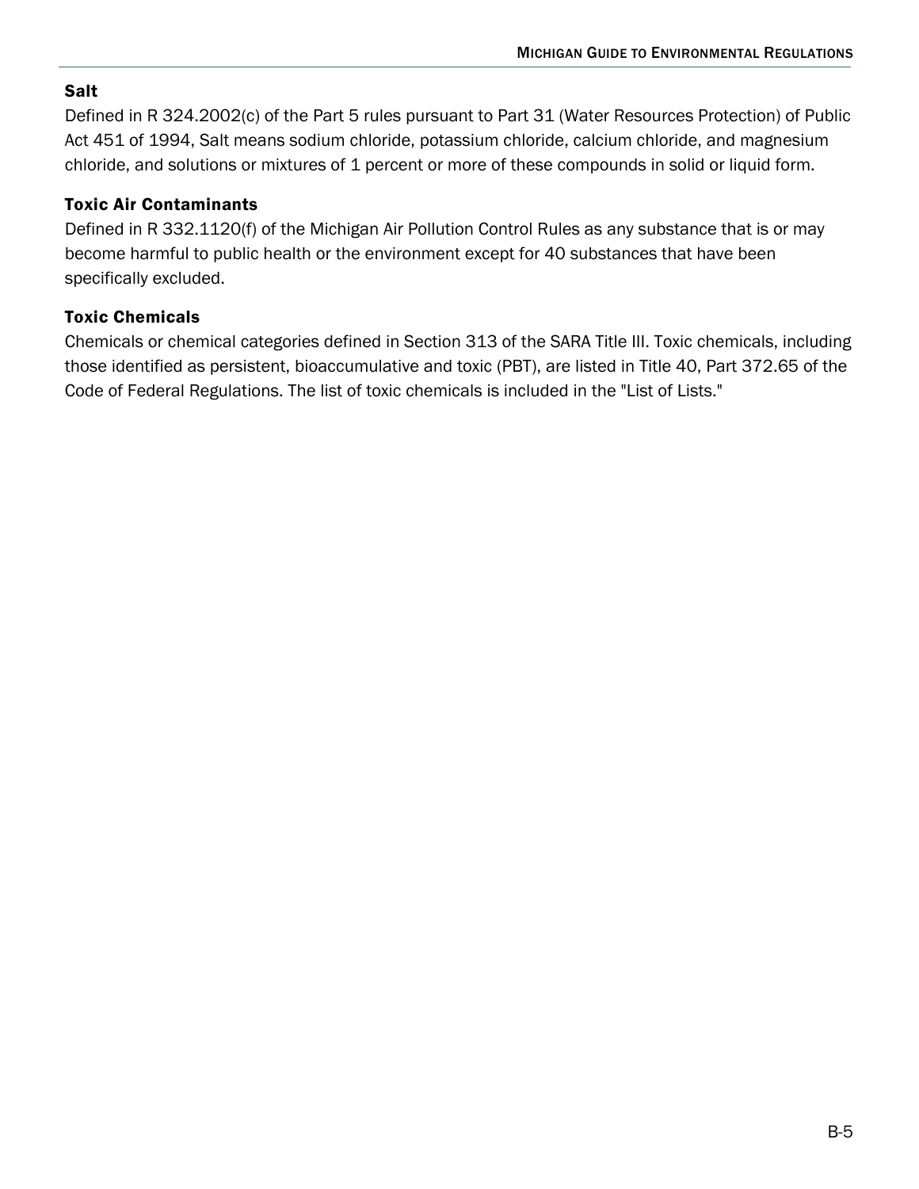### Salt

Defined in R 324.2002(c) of the Part 5 rules pursuant to Part 31 (Water Resources Protection) of Public Act 451 of 1994, Salt means sodium chloride, potassium chloride, calcium chloride, and magnesium chloride, and solutions or mixtures of 1 percent or more of these compounds in solid or liquid form.

### Toxic Air Contaminants

Defined in R 332.1120(f) of the Michigan Air Pollution Control Rules as any substance that is or may become harmful to public health or the environment except for 40 substances that have been specifically excluded.

### Toxic Chemicals

Chemicals or chemical categories defined in Section 313 of the SARA Title III. Toxic chemicals, including those identified as persistent, bioaccumulative and toxic (PBT), are listed in Title 40, Part 372.65 of the Code of Federal Regulations. The list of toxic chemicals is included in the "List of Lists."